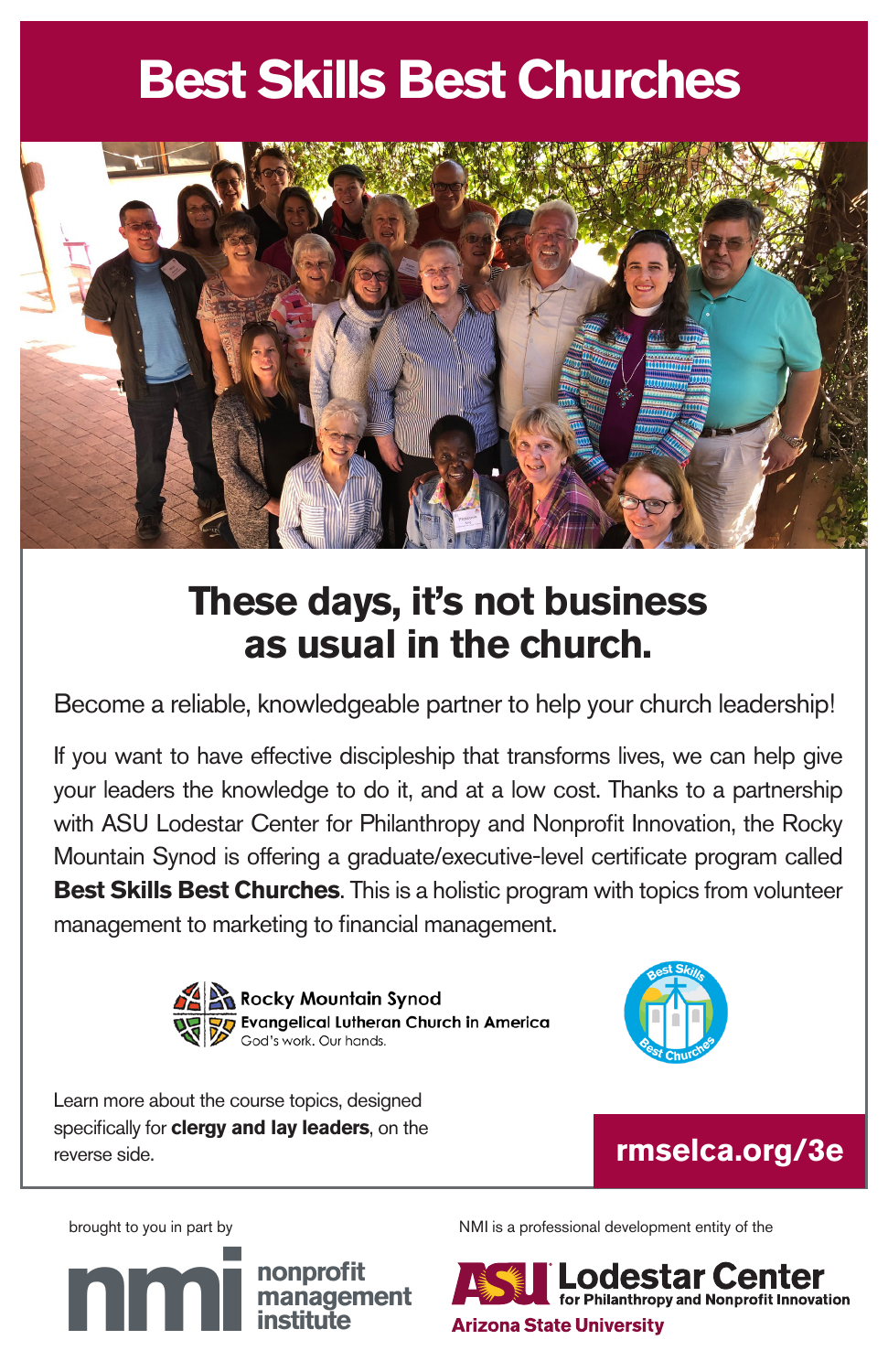# Best Skills Best Churches

## These days, it's not business as usual in the church.

Become a reliable, knowledgeable partner to help your church leadership!

If you want to have effective discipleship that transforms lives, we can help give your leaders the knowledge to do it, and at a low cost. Thanks to a partnership with ASU Lodestar Center for Philanthropy and Nonprofit Innovation, the Rocky Mountain Synod is offering a graduate/executive-level certificate program called **Best Skills Best Churches**. This is a holistic program with topics from volunteer management to marketing to financial management.

Rocky Mountain Synod
Evangelical Lutheran Church in America
God's work. Our hands.

Best Skills Best Churches

Learn more about the course topics, designed specifically for **clergy and lay leaders**, on the reverse side.

**rmselca.org/3e**

brought to you in part by

nmi nonprofit management institute

NMI is a professional development entity of the

ASU Lodestar Center for Philanthropy and Nonprofit Innovation
Arizona State University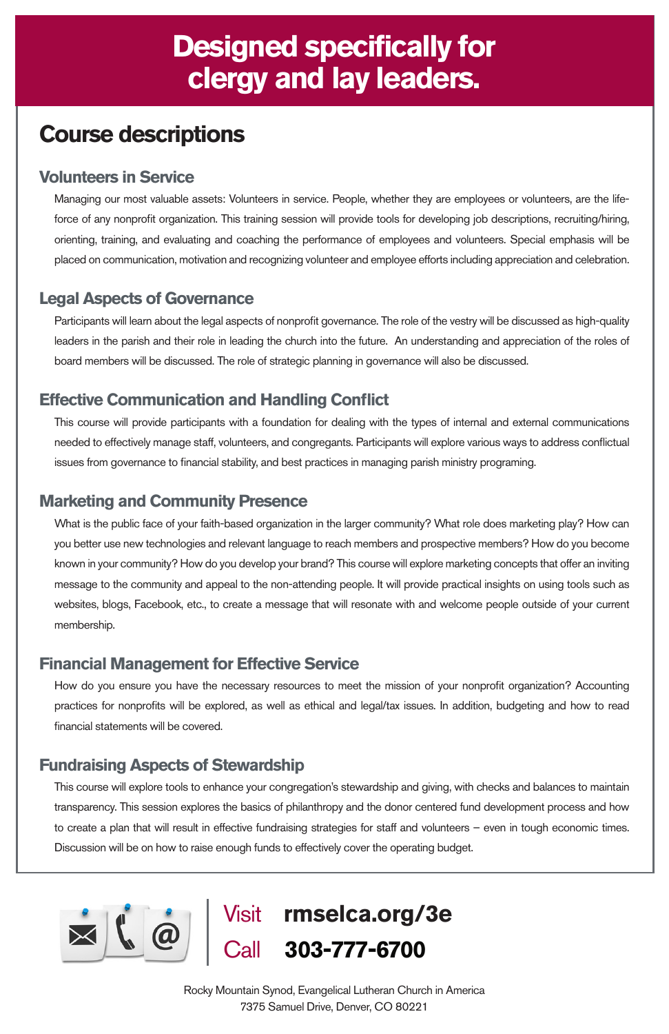# Designed specifically for clergy and lay leaders.

## Course descriptions

### Volunteers in Service

Managing our most valuable assets: Volunteers in service. People, whether they are employees or volunteers, are the life-force of any nonprofit organization. This training session will provide tools for developing job descriptions, recruiting/hiring, orienting, training, and evaluating and coaching the performance of employees and volunteers. Special emphasis will be placed on communication, motivation and recognizing volunteer and employee efforts including appreciation and celebration.

### Legal Aspects of Governance

Participants will learn about the legal aspects of nonprofit governance. The role of the vestry will be discussed as high-quality leaders in the parish and their role in leading the church into the future. An understanding and appreciation of the roles of board members will be discussed. The role of strategic planning in governance will also be discussed.

### Effective Communication and Handling Conflict

This course will provide participants with a foundation for dealing with the types of internal and external communications needed to effectively manage staff, volunteers, and congregants. Participants will explore various ways to address conflictual issues from governance to financial stability, and best practices in managing parish ministry programing.

### Marketing and Community Presence

What is the public face of your faith-based organization in the larger community? What role does marketing play? How can you better use new technologies and relevant language to reach members and prospective members? How do you become known in your community? How do you develop your brand? This course will explore marketing concepts that offer an inviting message to the community and appeal to the non-attending people. It will provide practical insights on using tools such as websites, blogs, Facebook, etc., to create a message that will resonate with and welcome people outside of your current membership.

### Financial Management for Effective Service

How do you ensure you have the necessary resources to meet the mission of your nonprofit organization? Accounting practices for nonprofits will be explored, as well as ethical and legal/tax issues. In addition, budgeting and how to read financial statements will be covered.

### Fundraising Aspects of Stewardship

This course will explore tools to enhance your congregation's stewardship and giving, with checks and balances to maintain transparency. This session explores the basics of philanthropy and the donor centered fund development process and how to create a plan that will result in effective fundraising strategies for staff and volunteers – even in tough economic times. Discussion will be on how to raise enough funds to effectively cover the operating budget.

Visit **rmselca.org/3e**

Call **303-777-6700**

Rocky Mountain Synod, Evangelical Lutheran Church in America
7375 Samuel Drive, Denver, CO 80221